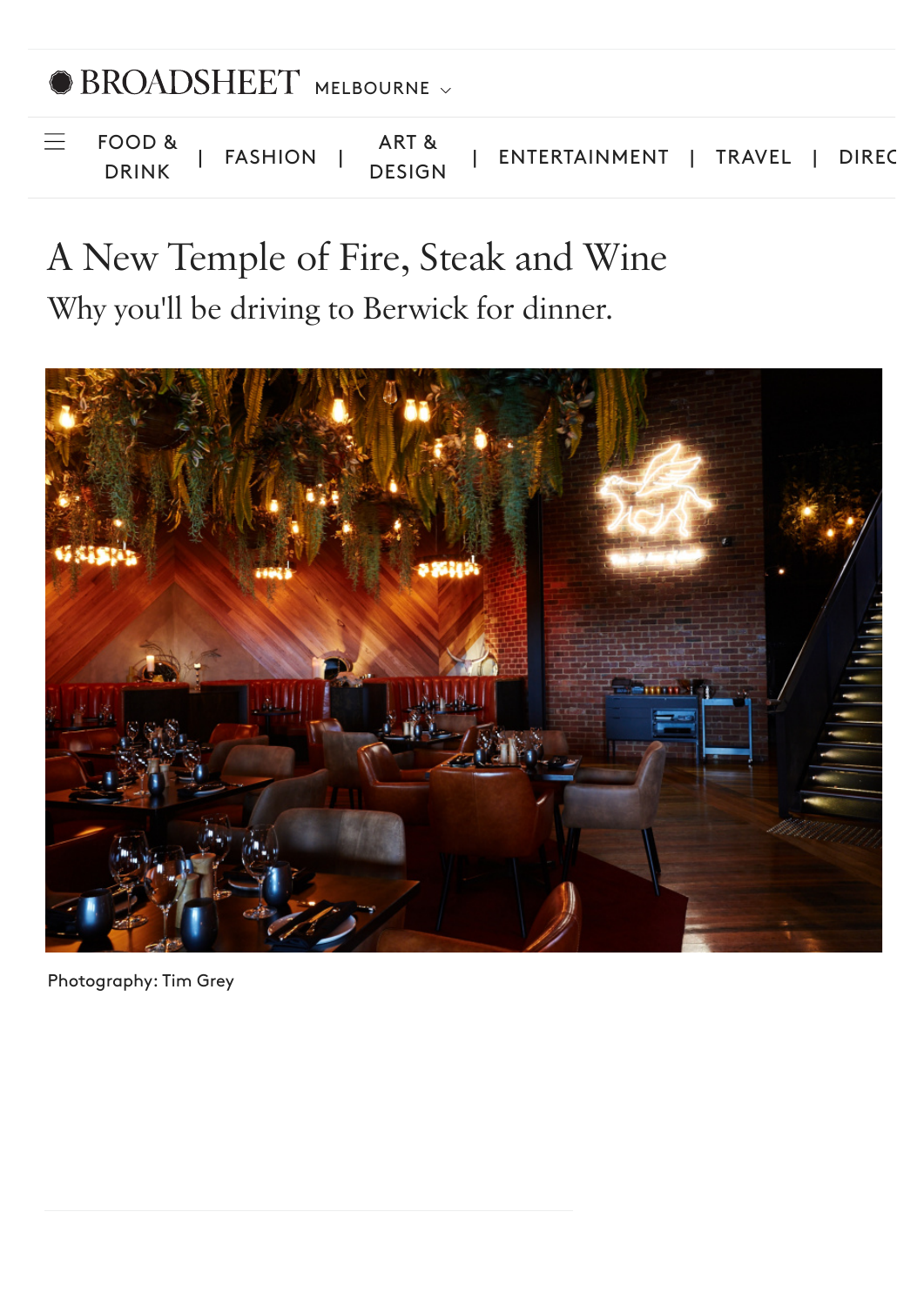BROADSHEET MELBOURNE

FOOD & DRINK | FASHION | ART & DESIGN | ENTERTAINMENT | TRAVEL | DIREC

# A New Temple of Fire, Steak and Wine

## Why you'll be driving to Berwick for dinner.

Photography: Tim Grey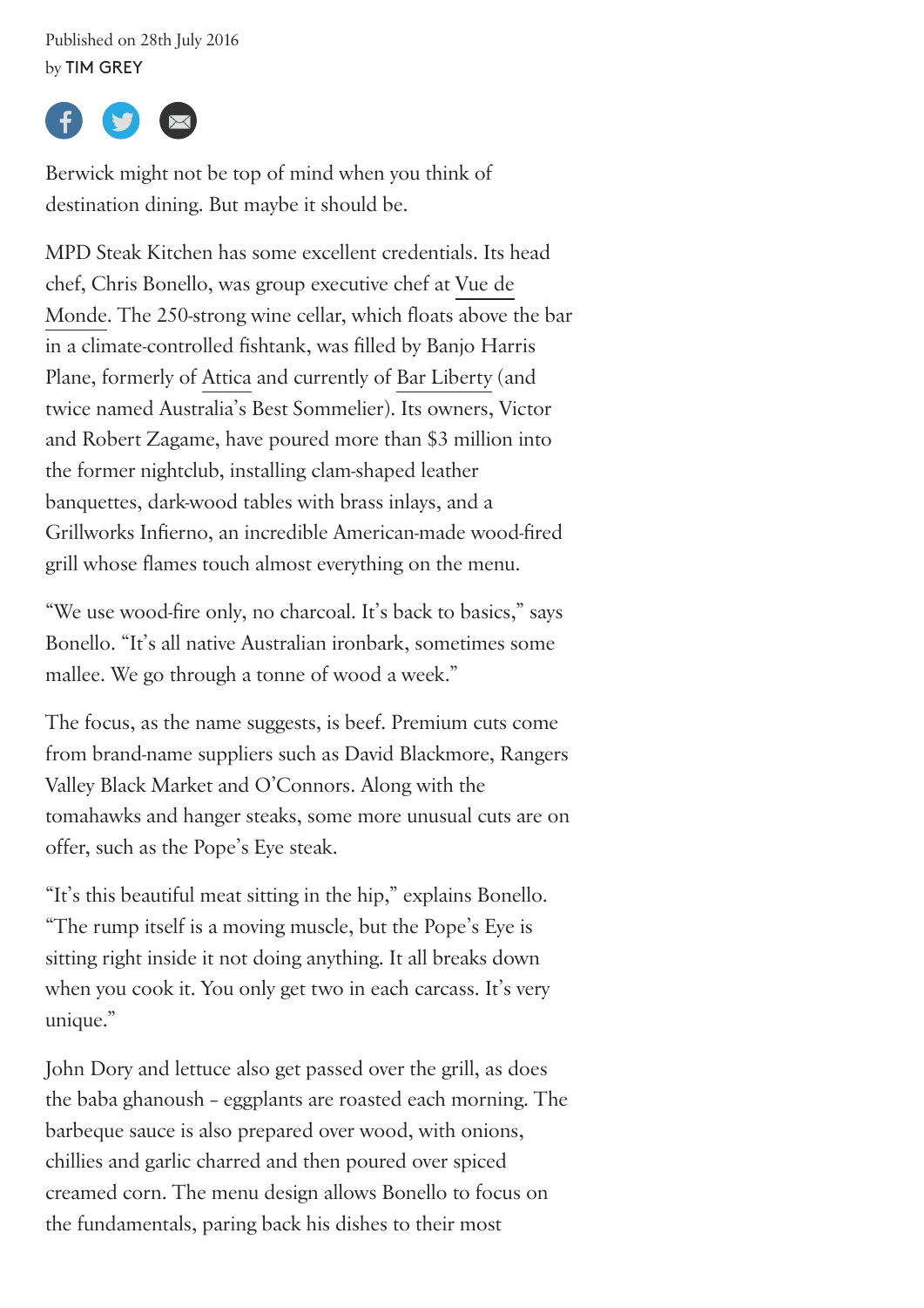Published on 28th July 2016
by TIM GREY

Berwick might not be top of mind when you think of destination dining. But maybe it should be.

MPD Steak Kitchen has some excellent credentials. Its head chef, Chris Bonello, was group executive chef at Vue de Monde. The 250-strong wine cellar, which floats above the bar in a climate-controlled fishtank, was filled by Banjo Harris Plane, formerly of Attica and currently of Bar Liberty (and twice named Australia's Best Sommelier). Its owners, Victor and Robert Zagame, have poured more than $3 million into the former nightclub, installing clam-shaped leather banquettes, dark-wood tables with brass inlays, and a Grillworks Infierno, an incredible American-made wood-fired grill whose flames touch almost everything on the menu.

"We use wood-fire only, no charcoal. It's back to basics," says Bonello. "It's all native Australian ironbark, sometimes some mallee. We go through a tonne of wood a week."

The focus, as the name suggests, is beef. Premium cuts come from brand-name suppliers such as David Blackmore, Rangers Valley Black Market and O'Connors. Along with the tomahawks and hanger steaks, some more unusual cuts are on offer, such as the Pope's Eye steak.

"It's this beautiful meat sitting in the hip," explains Bonello. "The rump itself is a moving muscle, but the Pope's Eye is sitting right inside it not doing anything. It all breaks down when you cook it. You only get two in each carcass. It's very unique."

John Dory and lettuce also get passed over the grill, as does the baba ghanoush – eggplants are roasted each morning. The barbeque sauce is also prepared over wood, with onions, chillies and garlic charred and then poured over spiced creamed corn. The menu design allows Bonello to focus on the fundamentals, paring back his dishes to their most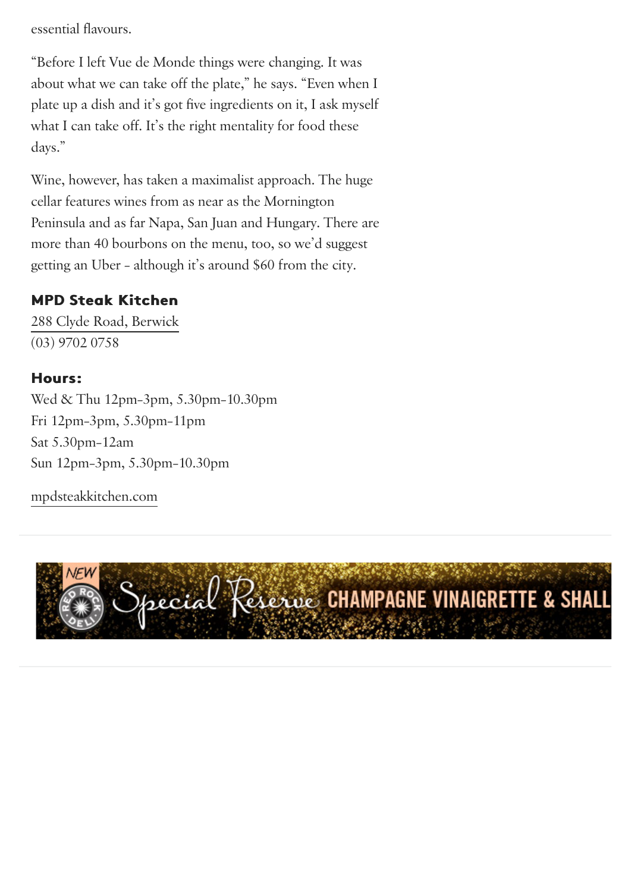essential flavours.

"Before I left Vue de Monde things were changing. It was about what we can take off the plate," he says. "Even when I plate up a dish and it's got five ingredients on it, I ask myself what I can take off. It's the right mentality for food these days."

Wine, however, has taken a maximalist approach. The huge cellar features wines from as near as the Mornington Peninsula and as far Napa, San Juan and Hungary. There are more than 40 bourbons on the menu, too, so we'd suggest getting an Uber – although it's around $60 from the city.

**MPD Steak Kitchen**
288 Clyde Road, Berwick
(03) 9702 0758

**Hours:**
Wed & Thu 12pm–3pm, 5.30pm–10.30pm
Fri 12pm–3pm, 5.30pm–11pm
Sat 5.30pm–12am
Sun 12pm–3pm, 5.30pm–10.30pm

mpdsteakkitchen.com